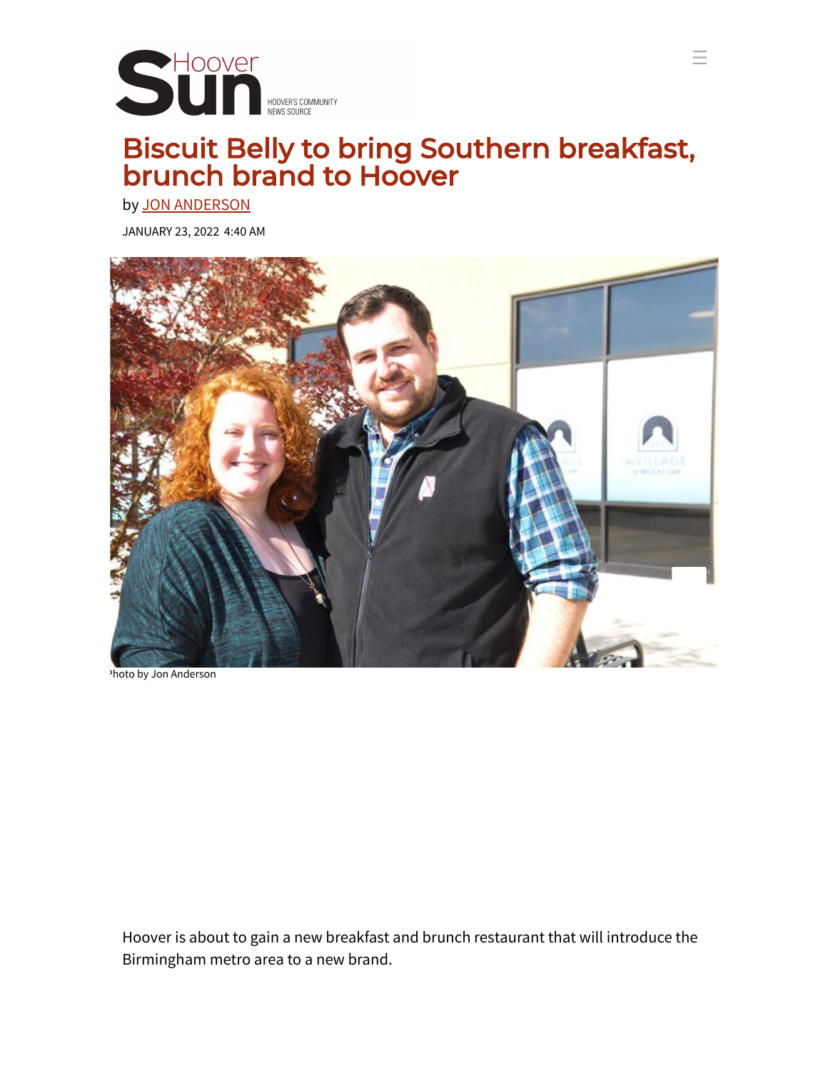# Biscuit Belly to bring Southern breakfast, brunch brand to Hoover

by JON ANDERSON

JANUARY 23, 2022 4:40 AM

Photo by Jon Anderson

Hoover is about to gain a new breakfast and brunch restaurant that will introduce the Birmingham metro area to a new brand.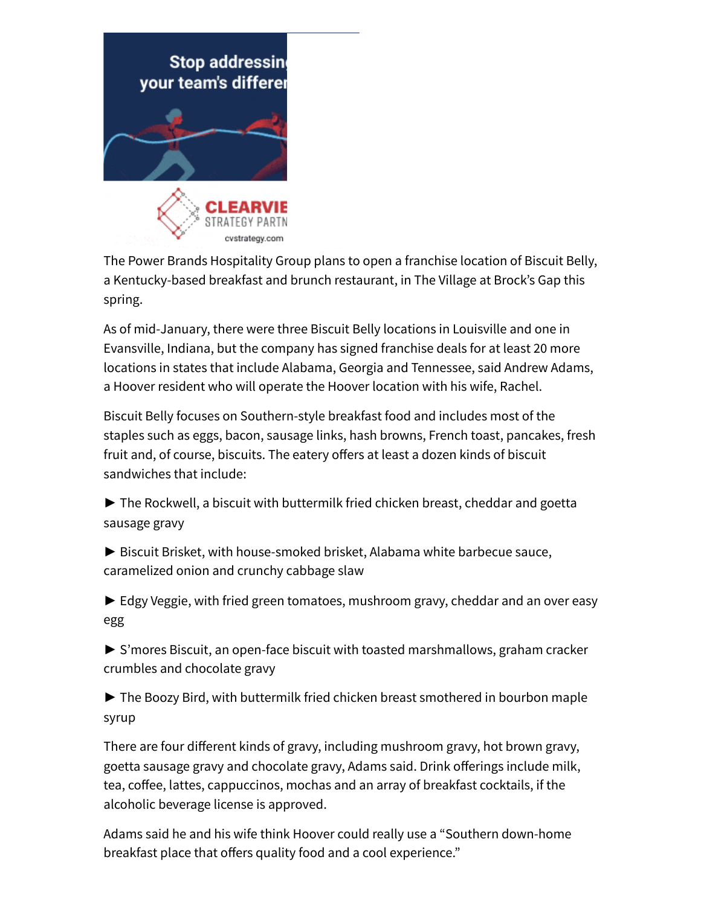The Power Brands Hospitality Group plans to open a franchise location of Biscuit Belly, a Kentucky-based breakfast and brunch restaurant, in The Village at Brock's Gap this spring.

As of mid-January, there were three Biscuit Belly locations in Louisville and one in Evansville, Indiana, but the company has signed franchise deals for at least 20 more locations in states that include Alabama, Georgia and Tennessee, said Andrew Adams, a Hoover resident who will operate the Hoover location with his wife, Rachel.

Biscuit Belly focuses on Southern-style breakfast food and includes most of the staples such as eggs, bacon, sausage links, hash browns, French toast, pancakes, fresh fruit and, of course, biscuits. The eatery offers at least a dozen kinds of biscuit sandwiches that include:

► The Rockwell, a biscuit with buttermilk fried chicken breast, cheddar and goetta sausage gravy

► Biscuit Brisket, with house-smoked brisket, Alabama white barbecue sauce, caramelized onion and crunchy cabbage slaw

► Edgy Veggie, with fried green tomatoes, mushroom gravy, cheddar and an over easy egg

► S'mores Biscuit, an open-face biscuit with toasted marshmallows, graham cracker crumbles and chocolate gravy

► The Boozy Bird, with buttermilk fried chicken breast smothered in bourbon maple syrup

There are four different kinds of gravy, including mushroom gravy, hot brown gravy, goetta sausage gravy and chocolate gravy, Adams said. Drink offerings include milk, tea, coffee, lattes, cappuccinos, mochas and an array of breakfast cocktails, if the alcoholic beverage license is approved.

Adams said he and his wife think Hoover could really use a "Southern down-home breakfast place that offers quality food and a cool experience."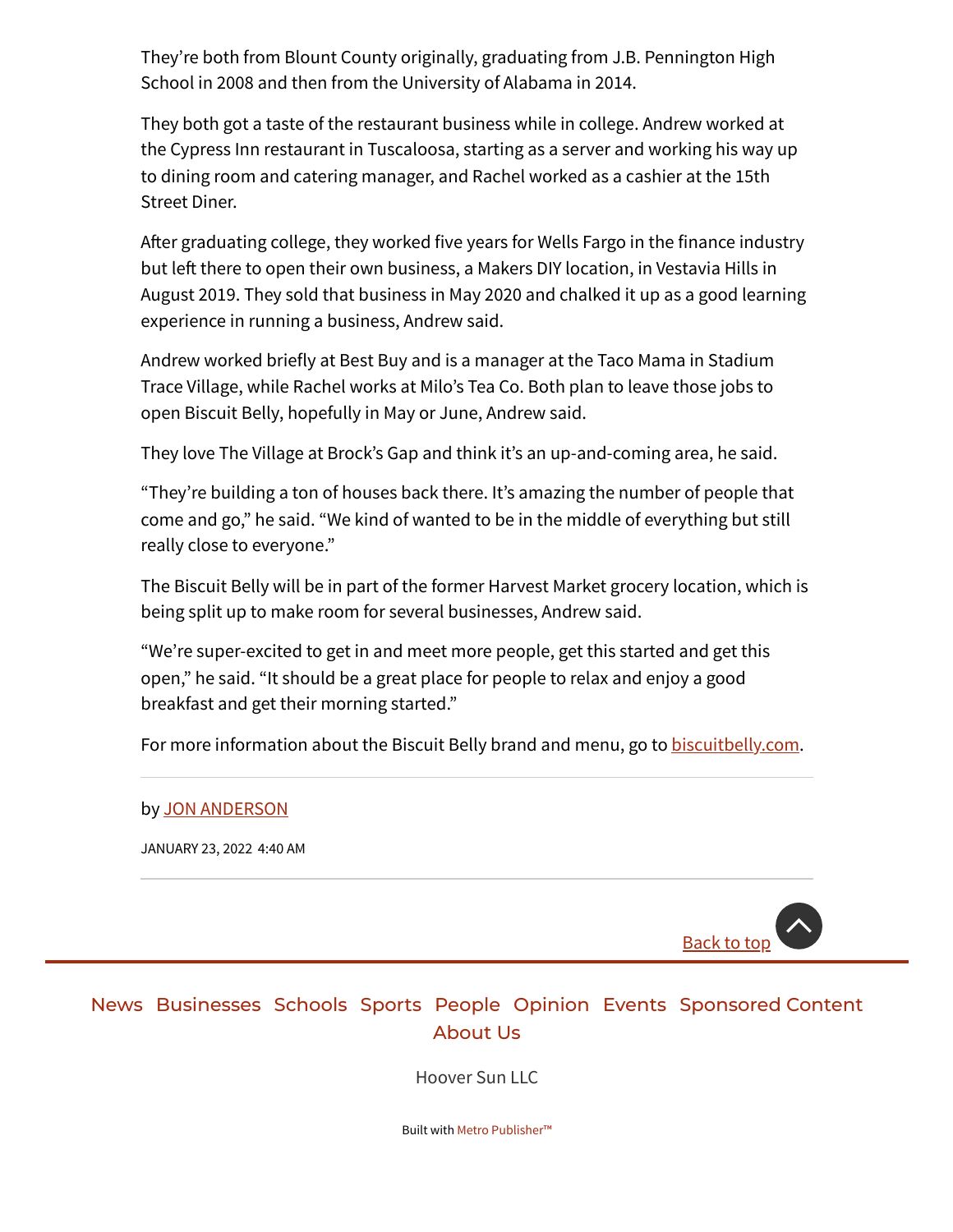They're both from Blount County originally, graduating from J.B. Pennington High School in 2008 and then from the University of Alabama in 2014.

They both got a taste of the restaurant business while in college. Andrew worked at the Cypress Inn restaurant in Tuscaloosa, starting as a server and working his way up to dining room and catering manager, and Rachel worked as a cashier at the 15th Street Diner.

After graduating college, they worked five years for Wells Fargo in the finance industry but left there to open their own business, a Makers DIY location, in Vestavia Hills in August 2019. They sold that business in May 2020 and chalked it up as a good learning experience in running a business, Andrew said.

Andrew worked briefly at Best Buy and is a manager at the Taco Mama in Stadium Trace Village, while Rachel works at Milo's Tea Co. Both plan to leave those jobs to open Biscuit Belly, hopefully in May or June, Andrew said.

They love The Village at Brock's Gap and think it's an up-and-coming area, he said.

"They're building a ton of houses back there. It's amazing the number of people that come and go," he said. "We kind of wanted to be in the middle of everything but still really close to everyone."

The Biscuit Belly will be in part of the former Harvest Market grocery location, which is being split up to make room for several businesses, Andrew said.

"We're super-excited to get in and meet more people, get this started and get this open," he said. "It should be a great place for people to relax and enjoy a good breakfast and get their morning started."

For more information about the Biscuit Belly brand and menu, go to biscuitbelly.com.

---

by JON ANDERSON

JANUARY 23, 2022 4:40 AM